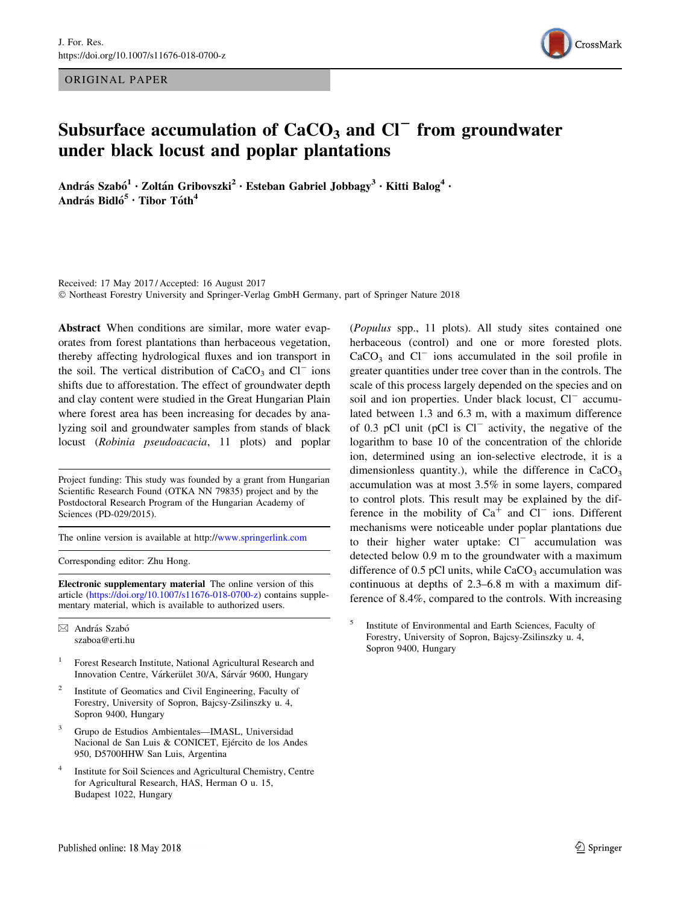ORIGINAL PAPER

# Subsurface accumulation of $CaCO_3$ and $Cl^-$ from groundwater under black locust and poplar plantations

András Szabó[1] · Zoltán Gribovszki[2] · Esteban Gabriel Jobbagy[3] · Kitti Balog[4] · András Bidló[5] · Tibor Tóth[4]

Received: 17 May 2017 / Accepted: 16 August 2017
© Northeast Forestry University and Springer-Verlag GmbH Germany, part of Springer Nature 2018

**Abstract** When conditions are similar, more water evaporates from forest plantations than herbaceous vegetation, thereby affecting hydrological fluxes and ion transport in the soil. The vertical distribution of $CaCO_3$ and $Cl^-$ ions shifts due to afforestation. The effect of groundwater depth and clay content were studied in the Great Hungarian Plain where forest area has been increasing for decades by analyzing soil and groundwater samples from stands of black locust (*Robinia pseudoacacia*, 11 plots) and poplar (*Populus* spp., 11 plots). All study sites contained one herbaceous (control) and one or more forested plots. $CaCO_3$ and $Cl^-$ ions accumulated in the soil profile in greater quantities under tree cover than in the controls. The scale of this process largely depended on the species and on soil and ion properties. Under black locust, $Cl^-$ accumulated between 1.3 and 6.3 m, with a maximum difference of 0.3 pCl unit (pCl is $Cl^-$ activity, the negative of the logarithm to base 10 of the concentration of the chloride ion, determined using an ion-selective electrode, it is a dimensionless quantity.), while the difference in $CaCO_3$ accumulation was at most 3.5% in some layers, compared to control plots. This result may be explained by the difference in the mobility of $Ca^+$ and $Cl^-$ ions. Different mechanisms were noticeable under poplar plantations due to their higher water uptake: $Cl^-$ accumulation was detected below 0.9 m to the groundwater with a maximum difference of 0.5 pCl units, while $CaCO_3$ accumulation was continuous at depths of 2.3–6.8 m with a maximum difference of 8.4%, compared to the controls. With increasing

Project funding: This study was founded by a grant from Hungarian Scientific Research Found (OTKA NN 79835) project and by the Postdoctoral Research Program of the Hungarian Academy of Sciences (PD-029/2015).

The online version is available at http://www.springerlink.com

Corresponding editor: Zhu Hong.

**Electronic supplementary material** The online version of this article (https://doi.org/10.1007/s11676-018-0700-z) contains supplementary material, which is available to authorized users.

✉ András Szabó
szaboa@erti.hu

[1] Forest Research Institute, National Agricultural Research and Innovation Centre, Várkerület 30/A, Sárvár 9600, Hungary

[2] Institute of Geomatics and Civil Engineering, Faculty of Forestry, University of Sopron, Bajcsy-Zsilinszky u. 4, Sopron 9400, Hungary

[3] Grupo de Estudios Ambientales—IMASL, Universidad Nacional de San Luis & CONICET, Ejército de los Andes 950, D5700HHW San Luis, Argentina

[4] Institute for Soil Sciences and Agricultural Chemistry, Centre for Agricultural Research, HAS, Herman O u. 15, Budapest 1022, Hungary

[5] Institute of Environmental and Earth Sciences, Faculty of Forestry, University of Sopron, Bajcsy-Zsilinszky u. 4, Sopron 9400, Hungary

Published online: 18 May 2018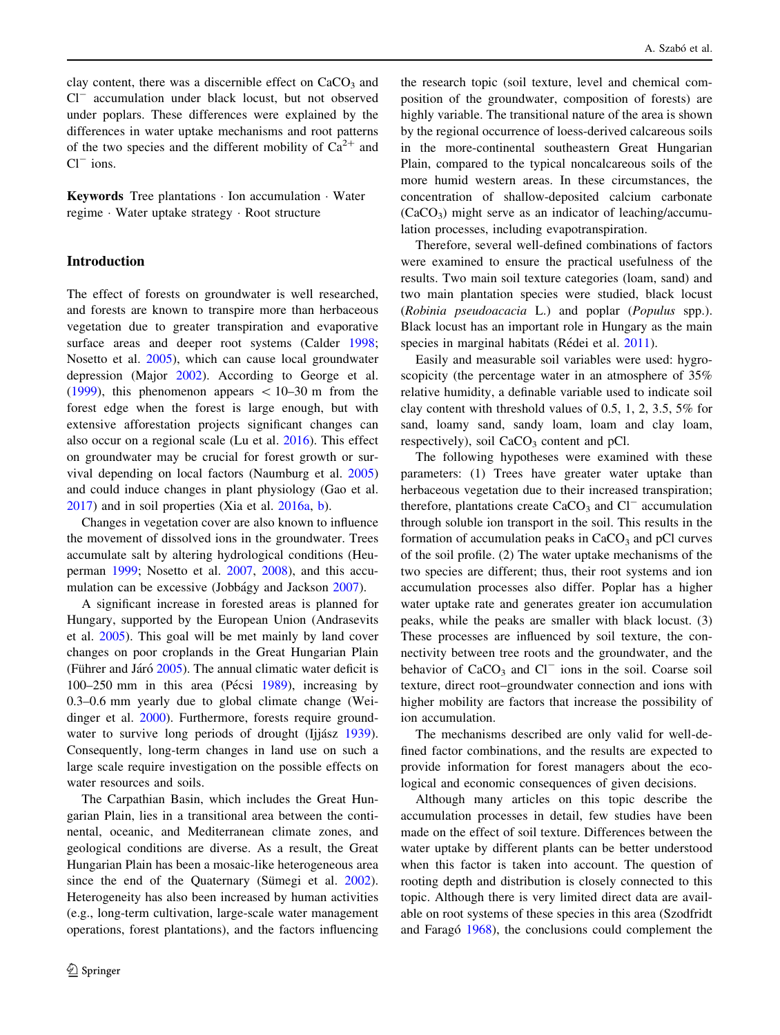clay content, there was a discernible effect on $CaCO_3$ and $Cl^-$ accumulation under black locust, but not observed under poplars. These differences were explained by the differences in water uptake mechanisms and root patterns of the two species and the different mobility of $Ca^{2+}$ and $Cl^-$ ions.

**Keywords** Tree plantations · Ion accumulation · Water regime · Water uptake strategy · Root structure

## Introduction

The effect of forests on groundwater is well researched, and forests are known to transpire more than herbaceous vegetation due to greater transpiration and evaporative surface areas and deeper root systems (Calder 1998; Nosetto et al. 2005), which can cause local groundwater depression (Major 2002). According to George et al. (1999), this phenomenon appears $< 10$–$30$ m from the forest edge when the forest is large enough, but with extensive afforestation projects significant changes can also occur on a regional scale (Lu et al. 2016). This effect on groundwater may be crucial for forest growth or survival depending on local factors (Naumburg et al. 2005) and could induce changes in plant physiology (Gao et al. 2017) and in soil properties (Xia et al. 2016a, b).

Changes in vegetation cover are also known to influence the movement of dissolved ions in the groundwater. Trees accumulate salt by altering hydrological conditions (Heuperman 1999; Nosetto et al. 2007, 2008), and this accumulation can be excessive (Jobbágy and Jackson 2007).

A significant increase in forested areas is planned for Hungary, supported by the European Union (Andrasevits et al. 2005). This goal will be met mainly by land cover changes on poor croplands in the Great Hungarian Plain (Führer and Járó 2005). The annual climatic water deficit is 100–250 mm in this area (Pécsi 1989), increasing by 0.3–0.6 mm yearly due to global climate change (Weidinger et al. 2000). Furthermore, forests require groundwater to survive long periods of drought (Ijjász 1939). Consequently, long-term changes in land use on such a large scale require investigation on the possible effects on water resources and soils.

The Carpathian Basin, which includes the Great Hungarian Plain, lies in a transitional area between the continental, oceanic, and Mediterranean climate zones, and geological conditions are diverse. As a result, the Great Hungarian Plain has been a mosaic-like heterogeneous area since the end of the Quaternary (Sümegi et al. 2002). Heterogeneity has also been increased by human activities (e.g., long-term cultivation, large-scale water management operations, forest plantations), and the factors influencing the research topic (soil texture, level and chemical composition of the groundwater, composition of forests) are highly variable. The transitional nature of the area is shown by the regional occurrence of loess-derived calcareous soils in the more-continental southeastern Great Hungarian Plain, compared to the typical noncalcareous soils of the more humid western areas. In these circumstances, the concentration of shallow-deposited calcium carbonate ($CaCO_3$) might serve as an indicator of leaching/accumulation processes, including evapotranspiration.

Therefore, several well-defined combinations of factors were examined to ensure the practical usefulness of the results. Two main soil texture categories (loam, sand) and two main plantation species were studied, black locust (*Robinia pseudoacacia* L.) and poplar (*Populus* spp.). Black locust has an important role in Hungary as the main species in marginal habitats (Rédei et al. 2011).

Easily and measurable soil variables were used: hygroscopicity (the percentage water in an atmosphere of 35% relative humidity, a definable variable used to indicate soil clay content with threshold values of 0.5, 1, 2, 3.5, 5% for sand, loamy sand, sandy loam, loam and clay loam, respectively), soil $CaCO_3$ content and pCl.

The following hypotheses were examined with these parameters: (1) Trees have greater water uptake than herbaceous vegetation due to their increased transpiration; therefore, plantations create $CaCO_3$ and $Cl^-$ accumulation through soluble ion transport in the soil. This results in the formation of accumulation peaks in $CaCO_3$ and pCl curves of the soil profile. (2) The water uptake mechanisms of the two species are different; thus, their root systems and ion accumulation processes also differ. Poplar has a higher water uptake rate and generates greater ion accumulation peaks, while the peaks are smaller with black locust. (3) These processes are influenced by soil texture, the connectivity between tree roots and the groundwater, and the behavior of $CaCO_3$ and $Cl^-$ ions in the soil. Coarse soil texture, direct root–groundwater connection and ions with higher mobility are factors that increase the possibility of ion accumulation.

The mechanisms described are only valid for well-defined factor combinations, and the results are expected to provide information for forest managers about the ecological and economic consequences of given decisions.

Although many articles on this topic describe the accumulation processes in detail, few studies have been made on the effect of soil texture. Differences between the water uptake by different plants can be better understood when this factor is taken into account. The question of rooting depth and distribution is closely connected to this topic. Although there is very limited direct data are available on root systems of these species in this area (Szodfridt and Faragó 1968), the conclusions could complement the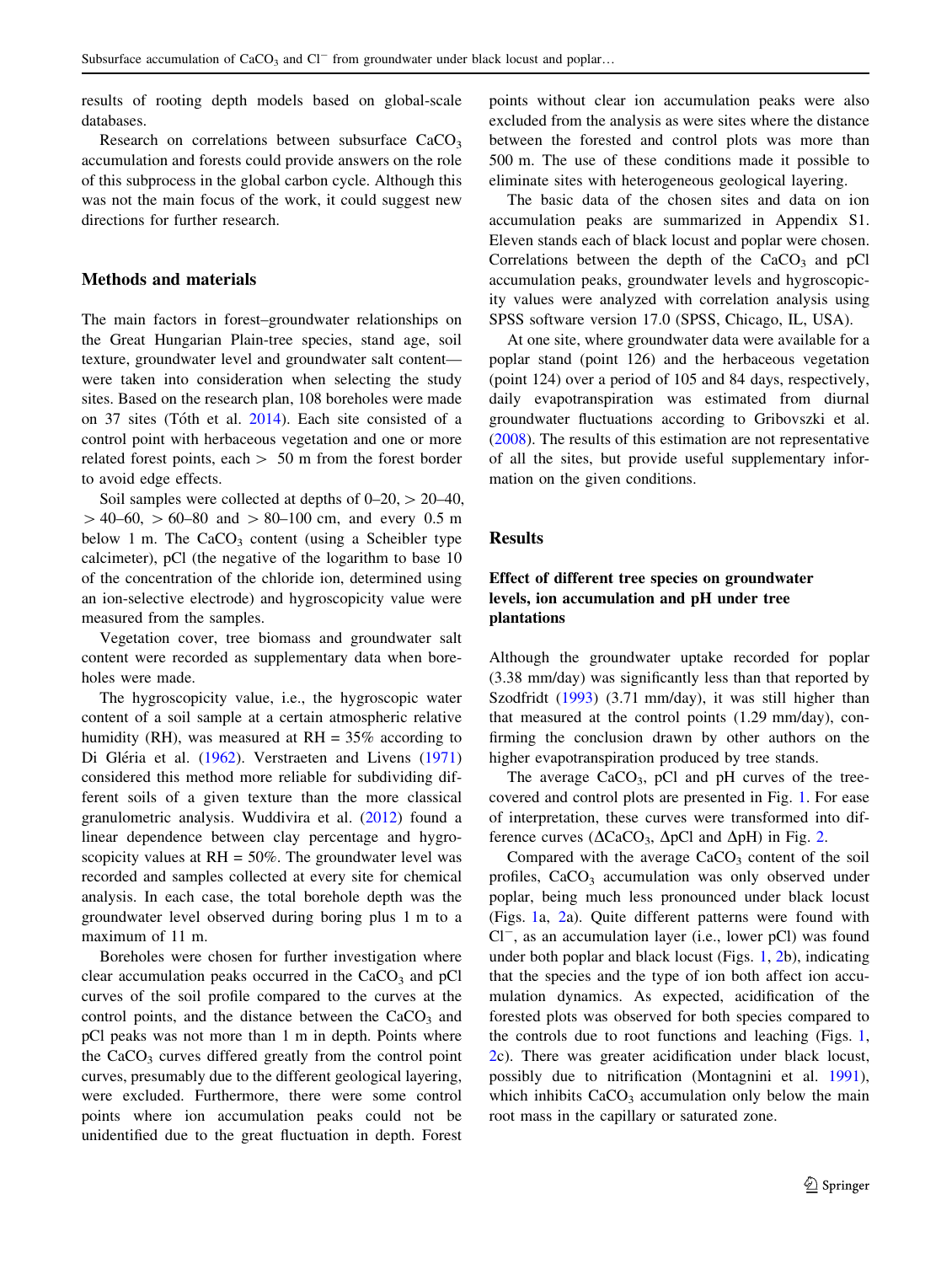results of rooting depth models based on global-scale databases.

Research on correlations between subsurface $CaCO_3$ accumulation and forests could provide answers on the role of this subprocess in the global carbon cycle. Although this was not the main focus of the work, it could suggest new directions for further research.

## Methods and materials

The main factors in forest–groundwater relationships on the Great Hungarian Plain-tree species, stand age, soil texture, groundwater level and groundwater salt content—were taken into consideration when selecting the study sites. Based on the research plan, 108 boreholes were made on 37 sites (Tóth et al. 2014). Each site consisted of a control point with herbaceous vegetation and one or more related forest points, each > 50 m from the forest border to avoid edge effects.

Soil samples were collected at depths of 0–20, > 20–40, > 40–60, > 60–80 and > 80–100 cm, and every 0.5 m below 1 m. The $CaCO_3$ content (using a Scheibler type calcimeter), pCl (the negative of the logarithm to base 10 of the concentration of the chloride ion, determined using an ion-selective electrode) and hygroscopicity value were measured from the samples.

Vegetation cover, tree biomass and groundwater salt content were recorded as supplementary data when boreholes were made.

The hygroscopicity value, i.e., the hygroscopic water content of a soil sample at a certain atmospheric relative humidity (RH), was measured at RH = 35% according to Di Gléria et al. (1962). Verstraeten and Livens (1971) considered this method more reliable for subdividing different soils of a given texture than the more classical granulometric analysis. Wuddivira et al. (2012) found a linear dependence between clay percentage and hygroscopicity values at RH = 50%. The groundwater level was recorded and samples collected at every site for chemical analysis. In each case, the total borehole depth was the groundwater level observed during boring plus 1 m to a maximum of 11 m.

Boreholes were chosen for further investigation where clear accumulation peaks occurred in the $CaCO_3$ and pCl curves of the soil profile compared to the curves at the control points, and the distance between the $CaCO_3$ and pCl peaks was not more than 1 m in depth. Points where the $CaCO_3$ curves differed greatly from the control point curves, presumably due to the different geological layering, were excluded. Furthermore, there were some control points where ion accumulation peaks could not be unidentified due to the great fluctuation in depth. Forest points without clear ion accumulation peaks were also excluded from the analysis as were sites where the distance between the forested and control plots was more than 500 m. The use of these conditions made it possible to eliminate sites with heterogeneous geological layering.

The basic data of the chosen sites and data on ion accumulation peaks are summarized in Appendix S1. Eleven stands each of black locust and poplar were chosen. Correlations between the depth of the $CaCO_3$ and pCl accumulation peaks, groundwater levels and hygroscopicity values were analyzed with correlation analysis using SPSS software version 17.0 (SPSS, Chicago, IL, USA).

At one site, where groundwater data were available for a poplar stand (point 126) and the herbaceous vegetation (point 124) over a period of 105 and 84 days, respectively, daily evapotranspiration was estimated from diurnal groundwater fluctuations according to Gribovszki et al. (2008). The results of this estimation are not representative of all the sites, but provide useful supplementary information on the given conditions.

## Results

### Effect of different tree species on groundwater levels, ion accumulation and pH under tree plantations

Although the groundwater uptake recorded for poplar (3.38 mm/day) was significantly less than that reported by Szodfridt (1993) (3.71 mm/day), it was still higher than that measured at the control points (1.29 mm/day), confirming the conclusion drawn by other authors on the higher evapotranspiration produced by tree stands.

The average $CaCO_3$, pCl and pH curves of the tree-covered and control plots are presented in Fig. 1. For ease of interpretation, these curves were transformed into difference curves ($\Delta CaCO_3$, $\Delta$pCl and $\Delta$pH) in Fig. 2.

Compared with the average $CaCO_3$ content of the soil profiles, $CaCO_3$ accumulation was only observed under poplar, being much less pronounced under black locust (Figs. 1a, 2a). Quite different patterns were found with $Cl^-$, as an accumulation layer (i.e., lower pCl) was found under both poplar and black locust (Figs. 1, 2b), indicating that the species and the type of ion both affect ion accumulation dynamics. As expected, acidification of the forested plots was observed for both species compared to the controls due to root functions and leaching (Figs. 1, 2c). There was greater acidification under black locust, possibly due to nitrification (Montagnini et al. 1991), which inhibits $CaCO_3$ accumulation only below the main root mass in the capillary or saturated zone.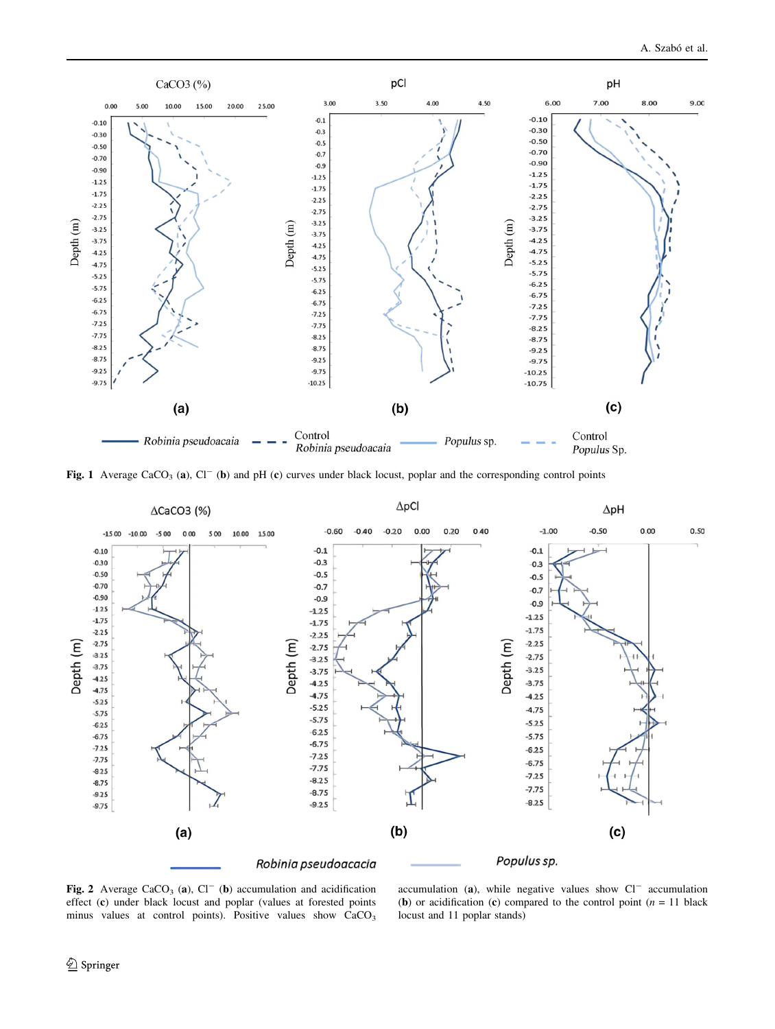**Fig. 1** Average $CaCO_3$ (**a**), $Cl^-$ (**b**) and pH (**c**) curves under black locust, poplar and the corresponding control points

**Fig. 2** Average $CaCO_3$ (**a**), $Cl^-$ (**b**) accumulation and acidification effect (**c**) under black locust and poplar (values at forested points minus values at control points). Positive values show $CaCO_3$ accumulation (**a**), while negative values show $Cl^-$ accumulation (**b**) or acidification (**c**) compared to the control point ($n = 11$ black locust and 11 poplar stands)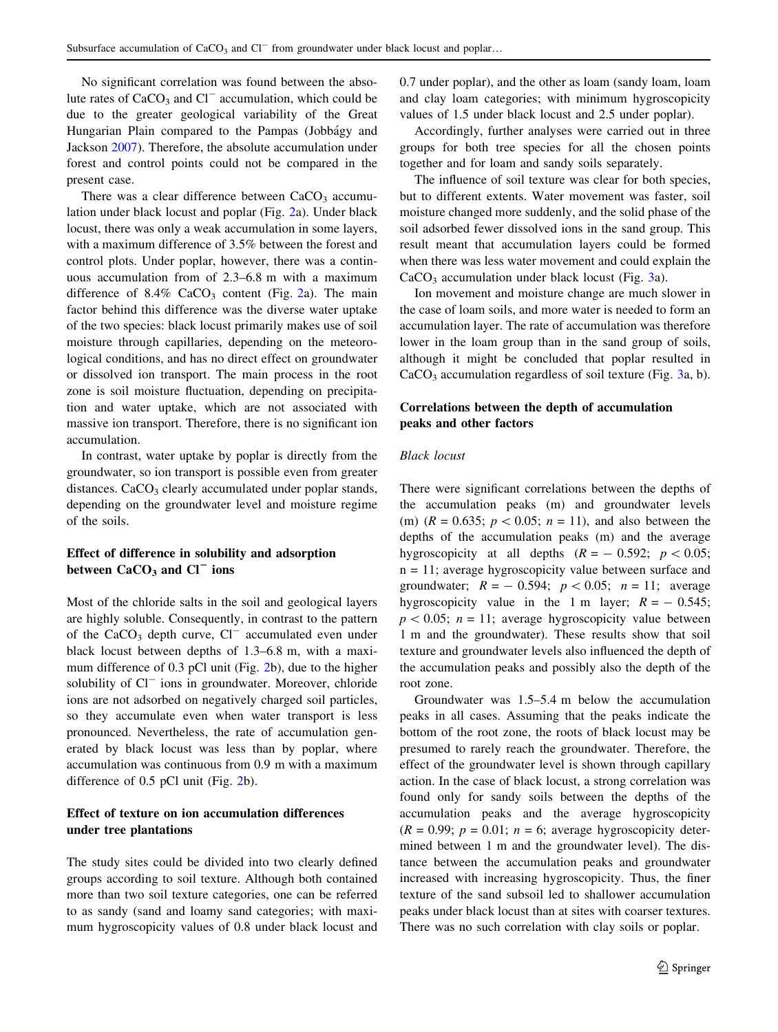No significant correlation was found between the absolute rates of $CaCO_3$ and $Cl^-$ accumulation, which could be due to the greater geological variability of the Great Hungarian Plain compared to the Pampas (Jobbágy and Jackson 2007). Therefore, the absolute accumulation under forest and control points could not be compared in the present case.

There was a clear difference between $CaCO_3$ accumulation under black locust and poplar (Fig. 2a). Under black locust, there was only a weak accumulation in some layers, with a maximum difference of 3.5% between the forest and control plots. Under poplar, however, there was a continuous accumulation from of 2.3–6.8 m with a maximum difference of 8.4% $CaCO_3$ content (Fig. 2a). The main factor behind this difference was the diverse water uptake of the two species: black locust primarily makes use of soil moisture through capillaries, depending on the meteorological conditions, and has no direct effect on groundwater or dissolved ion transport. The main process in the root zone is soil moisture fluctuation, depending on precipitation and water uptake, which are not associated with massive ion transport. Therefore, there is no significant ion accumulation.

In contrast, water uptake by poplar is directly from the groundwater, so ion transport is possible even from greater distances. $CaCO_3$ clearly accumulated under poplar stands, depending on the groundwater level and moisture regime of the soils.

## Effect of difference in solubility and adsorption between $CaCO_3$ and $Cl^-$ ions

Most of the chloride salts in the soil and geological layers are highly soluble. Consequently, in contrast to the pattern of the $CaCO_3$ depth curve, $Cl^-$ accumulated even under black locust between depths of 1.3–6.8 m, with a maximum difference of 0.3 pCl unit (Fig. 2b), due to the higher solubility of $Cl^-$ ions in groundwater. Moreover, chloride ions are not adsorbed on negatively charged soil particles, so they accumulate even when water transport is less pronounced. Nevertheless, the rate of accumulation generated by black locust was less than by poplar, where accumulation was continuous from 0.9 m with a maximum difference of 0.5 pCl unit (Fig. 2b).

## Effect of texture on ion accumulation differences under tree plantations

The study sites could be divided into two clearly defined groups according to soil texture. Although both contained more than two soil texture categories, one can be referred to as sandy (sand and loamy sand categories; with maximum hygroscopicity values of 0.8 under black locust and 0.7 under poplar), and the other as loam (sandy loam, loam and clay loam categories; with minimum hygroscopicity values of 1.5 under black locust and 2.5 under poplar).

Accordingly, further analyses were carried out in three groups for both tree species for all the chosen points together and for loam and sandy soils separately.

The influence of soil texture was clear for both species, but to different extents. Water movement was faster, soil moisture changed more suddenly, and the solid phase of the soil adsorbed fewer dissolved ions in the sand group. This result meant that accumulation layers could be formed when there was less water movement and could explain the $CaCO_3$ accumulation under black locust (Fig. 3a).

Ion movement and moisture change are much slower in the case of loam soils, and more water is needed to form an accumulation layer. The rate of accumulation was therefore lower in the loam group than in the sand group of soils, although it might be concluded that poplar resulted in $CaCO_3$ accumulation regardless of soil texture (Fig. 3a, b).

## Correlations between the depth of accumulation peaks and other factors

### *Black locust*

There were significant correlations between the depths of the accumulation peaks (m) and groundwater levels (m) ($R = 0.635$; $p < 0.05$; $n = 11$), and also between the depths of the accumulation peaks (m) and the average hygroscopicity at all depths ($R = -0.592$; $p < 0.05$; $n = 11$; average hygroscopicity value between surface and groundwater; $R = -0.594$; $p < 0.05$; $n = 11$; average hygroscopicity value in the 1 m layer; $R = -0.545$; $p < 0.05$; $n = 11$; average hygroscopicity value between 1 m and the groundwater). These results show that soil texture and groundwater levels also influenced the depth of the accumulation peaks and possibly also the depth of the root zone.

Groundwater was 1.5–5.4 m below the accumulation peaks in all cases. Assuming that the peaks indicate the bottom of the root zone, the roots of black locust may be presumed to rarely reach the groundwater. Therefore, the effect of the groundwater level is shown through capillary action. In the case of black locust, a strong correlation was found only for sandy soils between the depths of the accumulation peaks and the average hygroscopicity ($R = 0.99$; $p = 0.01$; $n = 6$; average hygroscopicity determined between 1 m and the groundwater level). The distance between the accumulation peaks and groundwater increased with increasing hygroscopicity. Thus, the finer texture of the sand subsoil led to shallower accumulation peaks under black locust than at sites with coarser textures. There was no such correlation with clay soils or poplar.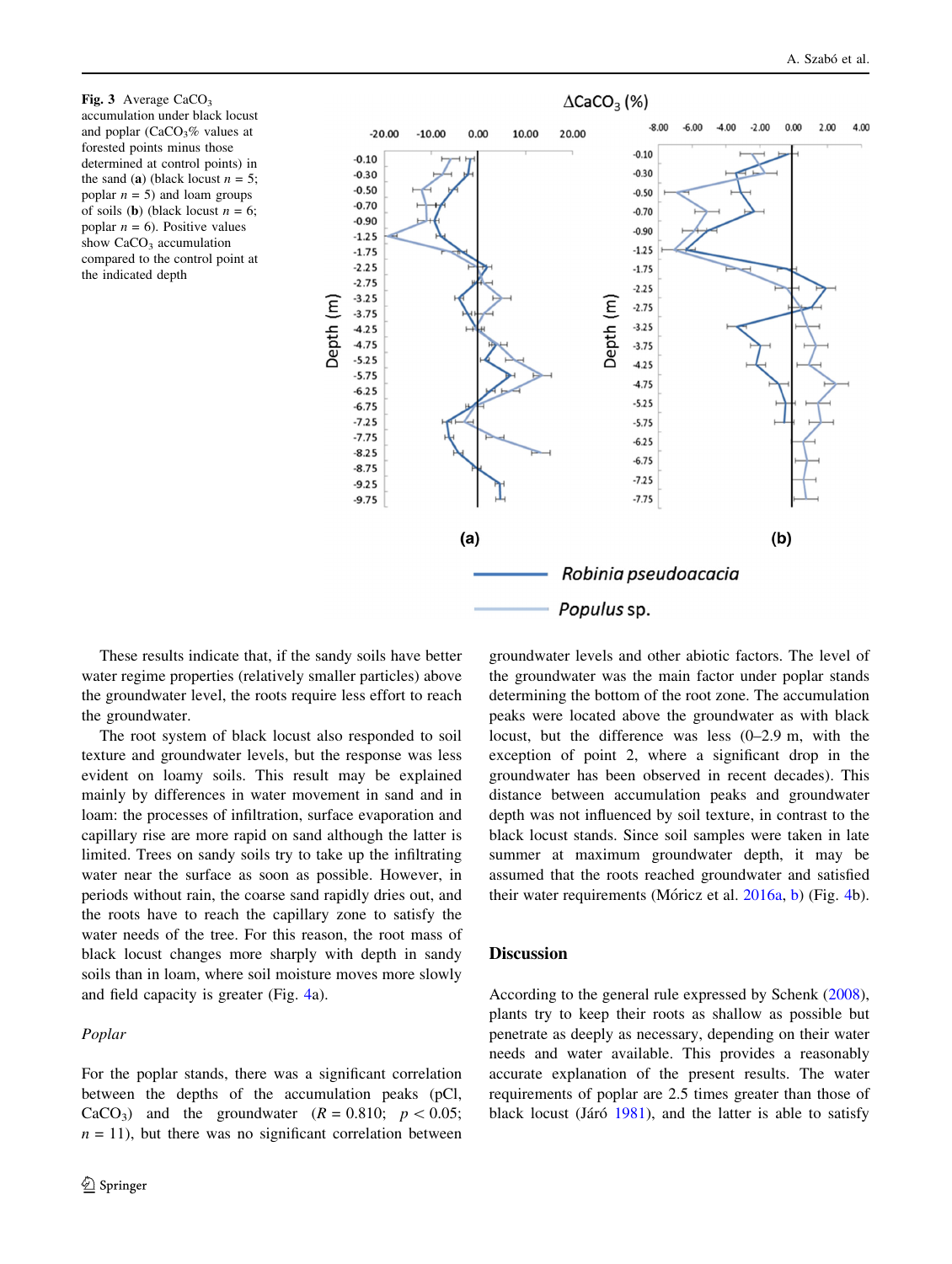**Fig. 3** Average $CaCO_3$ accumulation under black locust and poplar ($CaCO_3$% values at forested points minus those determined at control points) in the sand (**a**) (black locust $n = 5$; poplar $n = 5$) and loam groups of soils (**b**) (black locust $n = 6$; poplar $n = 6$). Positive values show $CaCO_3$ accumulation compared to the control point at the indicated depth

These results indicate that, if the sandy soils have better water regime properties (relatively smaller particles) above the groundwater level, the roots require less effort to reach the groundwater.

The root system of black locust also responded to soil texture and groundwater levels, but the response was less evident on loamy soils. This result may be explained mainly by differences in water movement in sand and in loam: the processes of infiltration, surface evaporation and capillary rise are more rapid on sand although the latter is limited. Trees on sandy soils try to take up the infiltrating water near the surface as soon as possible. However, in periods without rain, the coarse sand rapidly dries out, and the roots have to reach the capillary zone to satisfy the water needs of the tree. For this reason, the root mass of black locust changes more sharply with depth in sandy soils than in loam, where soil moisture moves more slowly and field capacity is greater (Fig. 4a).

*Poplar*

For the poplar stands, there was a significant correlation between the depths of the accumulation peaks (pCl, $CaCO_3$) and the groundwater ($R = 0.810$; $p < 0.05$; $n = 11$), but there was no significant correlation between groundwater levels and other abiotic factors. The level of the groundwater was the main factor under poplar stands determining the bottom of the root zone. The accumulation peaks were located above the groundwater as with black locust, but the difference was less (0–2.9 m, with the exception of point 2, where a significant drop in the groundwater has been observed in recent decades). This distance between accumulation peaks and groundwater depth was not influenced by soil texture, in contrast to the black locust stands. Since soil samples were taken in late summer at maximum groundwater depth, it may be assumed that the roots reached groundwater and satisfied their water requirements (Móricz et al. 2016a, b) (Fig. 4b).

## Discussion

According to the general rule expressed by Schenk (2008), plants try to keep their roots as shallow as possible but penetrate as deeply as necessary, depending on their water needs and water available. This provides a reasonably accurate explanation of the present results. The water requirements of poplar are 2.5 times greater than those of black locust (Járó 1981), and the latter is able to satisfy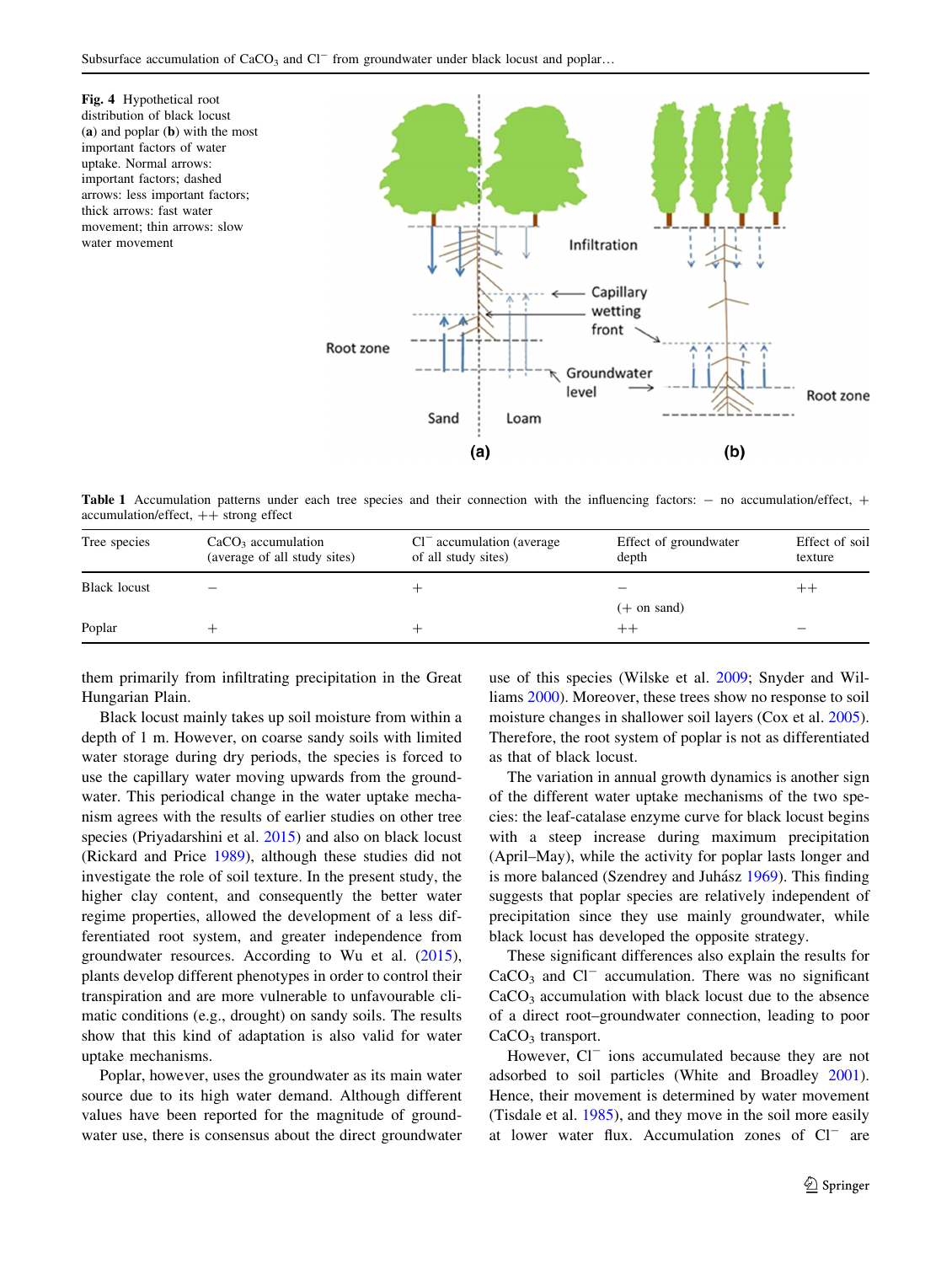**Fig. 4** Hypothetical root distribution of black locust (**a**) and poplar (**b**) with the most important factors of water uptake. Normal arrows: important factors; dashed arrows: less important factors; thick arrows: fast water movement; thin arrows: slow water movement

**Table 1** Accumulation patterns under each tree species and their connection with the influencing factors: − no accumulation/effect, + accumulation/effect, ++ strong effect

| Tree species | $CaCO_3$ accumulation (average of all study sites) | $Cl^-$ accumulation (average of all study sites) | Effect of groundwater depth | Effect of soil texture |
|---|---|---|---|---|
| Black locust | − | + | − (+ on sand) | ++ |
| Poplar | + | + | ++ | − |

them primarily from infiltrating precipitation in the Great Hungarian Plain.

Black locust mainly takes up soil moisture from within a depth of 1 m. However, on coarse sandy soils with limited water storage during dry periods, the species is forced to use the capillary water moving upwards from the groundwater. This periodical change in the water uptake mechanism agrees with the results of earlier studies on other tree species (Priyadarshini et al. 2015) and also on black locust (Rickard and Price 1989), although these studies did not investigate the role of soil texture. In the present study, the higher clay content, and consequently the better water regime properties, allowed the development of a less differentiated root system, and greater independence from groundwater resources. According to Wu et al. (2015), plants develop different phenotypes in order to control their transpiration and are more vulnerable to unfavourable climatic conditions (e.g., drought) on sandy soils. The results show that this kind of adaptation is also valid for water uptake mechanisms.

Poplar, however, uses the groundwater as its main water source due to its high water demand. Although different values have been reported for the magnitude of groundwater use, there is consensus about the direct groundwater use of this species (Wilske et al. 2009; Snyder and Williams 2000). Moreover, these trees show no response to soil moisture changes in shallower soil layers (Cox et al. 2005). Therefore, the root system of poplar is not as differentiated as that of black locust.

The variation in annual growth dynamics is another sign of the different water uptake mechanisms of the two species: the leaf-catalase enzyme curve for black locust begins with a steep increase during maximum precipitation (April–May), while the activity for poplar lasts longer and is more balanced (Szendrey and Juhász 1969). This finding suggests that poplar species are relatively independent of precipitation since they use mainly groundwater, while black locust has developed the opposite strategy.

These significant differences also explain the results for $CaCO_3$ and $Cl^-$ accumulation. There was no significant $CaCO_3$ accumulation with black locust due to the absence of a direct root–groundwater connection, leading to poor $CaCO_3$ transport.

However, $Cl^-$ ions accumulated because they are not adsorbed to soil particles (White and Broadley 2001). Hence, their movement is determined by water movement (Tisdale et al. 1985), and they move in the soil more easily at lower water flux. Accumulation zones of $Cl^-$ are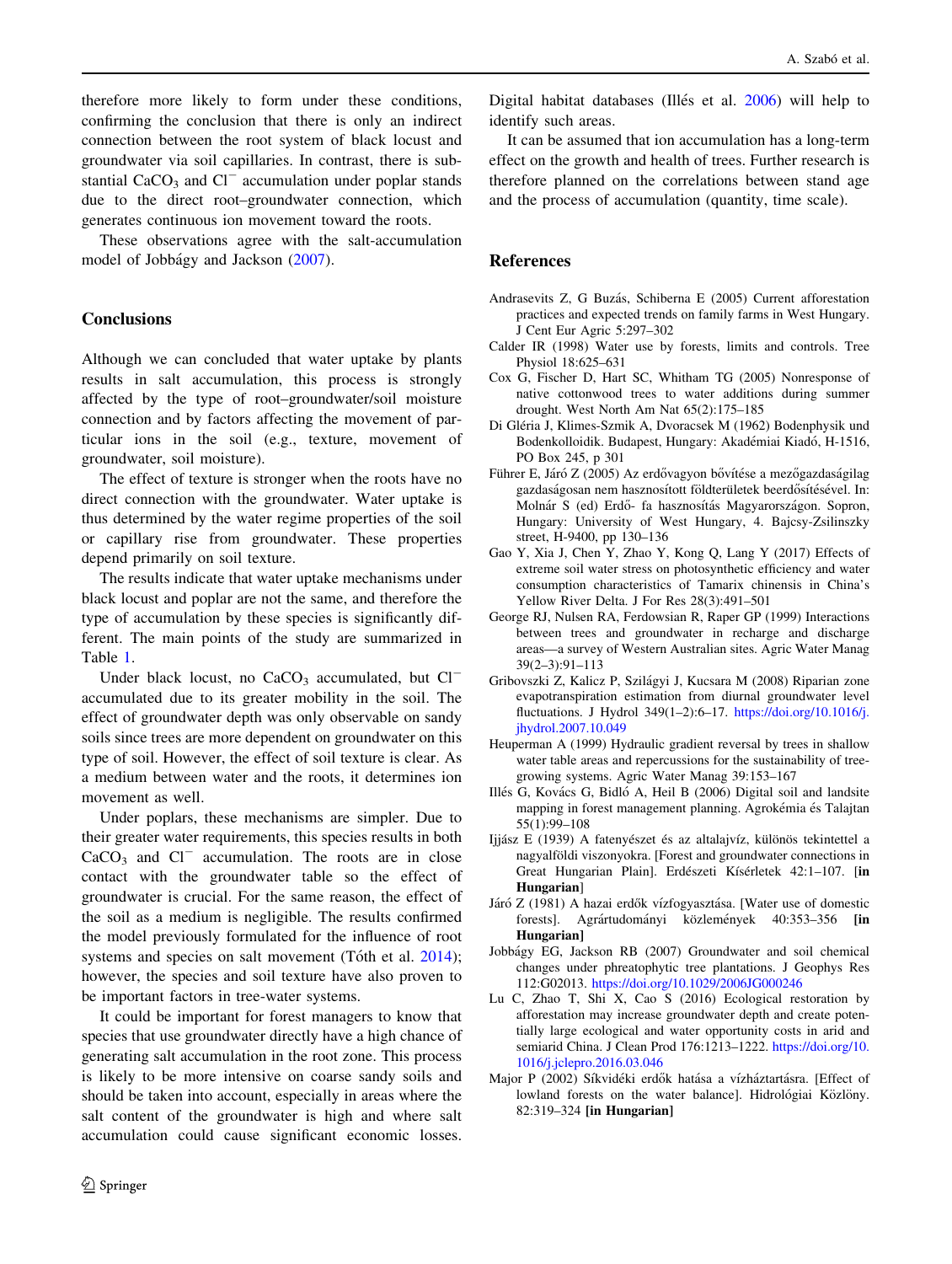therefore more likely to form under these conditions, confirming the conclusion that there is only an indirect connection between the root system of black locust and groundwater via soil capillaries. In contrast, there is substantial $CaCO_3$ and $Cl^-$ accumulation under poplar stands due to the direct root–groundwater connection, which generates continuous ion movement toward the roots.

These observations agree with the salt-accumulation model of Jobbágy and Jackson (2007).

## Conclusions

Although we can concluded that water uptake by plants results in salt accumulation, this process is strongly affected by the type of root–groundwater/soil moisture connection and by factors affecting the movement of particular ions in the soil (e.g., texture, movement of groundwater, soil moisture).

The effect of texture is stronger when the roots have no direct connection with the groundwater. Water uptake is thus determined by the water regime properties of the soil or capillary rise from groundwater. These properties depend primarily on soil texture.

The results indicate that water uptake mechanisms under black locust and poplar are not the same, and therefore the type of accumulation by these species is significantly different. The main points of the study are summarized in Table 1.

Under black locust, no $CaCO_3$ accumulated, but $Cl^-$ accumulated due to its greater mobility in the soil. The effect of groundwater depth was only observable on sandy soils since trees are more dependent on groundwater on this type of soil. However, the effect of soil texture is clear. As a medium between water and the roots, it determines ion movement as well.

Under poplars, these mechanisms are simpler. Due to their greater water requirements, this species results in both $CaCO_3$ and $Cl^-$ accumulation. The roots are in close contact with the groundwater table so the effect of groundwater is crucial. For the same reason, the effect of the soil as a medium is negligible. The results confirmed the model previously formulated for the influence of root systems and species on salt movement (Tóth et al. 2014); however, the species and soil texture have also proven to be important factors in tree-water systems.

It could be important for forest managers to know that species that use groundwater directly have a high chance of generating salt accumulation in the root zone. This process is likely to be more intensive on coarse sandy soils and should be taken into account, especially in areas where the salt content of the groundwater is high and where salt accumulation could cause significant economic losses. Digital habitat databases (Illés et al. 2006) will help to identify such areas.

It can be assumed that ion accumulation has a long-term effect on the growth and health of trees. Further research is therefore planned on the correlations between stand age and the process of accumulation (quantity, time scale).

## References

Andrasevits Z, G Buzás, Schiberna E (2005) Current afforestation practices and expected trends on family farms in West Hungary. J Cent Eur Agric 5:297–302

Calder IR (1998) Water use by forests, limits and controls. Tree Physiol 18:625–631

Cox G, Fischer D, Hart SC, Whitham TG (2005) Nonresponse of native cottonwood trees to water additions during summer drought. West North Am Nat 65(2):175–185

Di Gléria J, Klimes-Szmik A, Dvoracsek M (1962) Bodenphysik und Bodenkolloidik. Budapest, Hungary: Akadémiai Kiadó, H-1516, PO Box 245, p 301

Führer E, Járó Z (2005) Az erdővagyon bővítése a mezőgazdaságilag gazdaságosan nem hasznosított földterületek beerdősítésével. In: Molnár S (ed) Erdő- fa hasznosítás Magyarországon. Sopron, Hungary: University of West Hungary, 4. Bajcsy-Zsilinszky street, H-9400, pp 130–136

Gao Y, Xia J, Chen Y, Zhao Y, Kong Q, Lang Y (2017) Effects of extreme soil water stress on photosynthetic efficiency and water consumption characteristics of Tamarix chinensis in China's Yellow River Delta. J For Res 28(3):491–501

George RJ, Nulsen RA, Ferdowsian R, Raper GP (1999) Interactions between trees and groundwater in recharge and discharge areas—a survey of Western Australian sites. Agric Water Manag 39(2–3):91–113

Gribovszki Z, Kalicz P, Szilágyi J, Kucsara M (2008) Riparian zone evapotranspiration estimation from diurnal groundwater level fluctuations. J Hydrol 349(1–2):6–17. https://doi.org/10.1016/j.jhydrol.2007.10.049

Heuperman A (1999) Hydraulic gradient reversal by trees in shallow water table areas and repercussions for the sustainability of tree-growing systems. Agric Water Manag 39:153–167

Illés G, Kovács G, Bidló A, Heil B (2006) Digital soil and landsite mapping in forest management planning. Agrokémia és Talajtan 55(1):99–108

Ijjász E (1939) A fatenyészet és az altalajvíz, különös tekintettel a nagyalföldi viszonyokra. [Forest and groundwater connections in Great Hungarian Plain]. Erdészeti Kísérletek 42:1–107. **[in Hungarian]**

Járó Z (1981) A hazai erdők vízfogyasztása. [Water use of domestic forests]. Agrártudományi közlemények 40:353–356 **[in Hungarian]**

Jobbágy EG, Jackson RB (2007) Groundwater and soil chemical changes under phreatophytic tree plantations. J Geophys Res 112:G02013. https://doi.org/10.1029/2006JG000246

Lu C, Zhao T, Shi X, Cao S (2016) Ecological restoration by afforestation may increase groundwater depth and create potentially large ecological and water opportunity costs in arid and semiarid China. J Clean Prod 176:1213–1222. https://doi.org/10.1016/j.jclepro.2016.03.046

Major P (2002) Síkvidéki erdők hatása a vízháztartásra. [Effect of lowland forests on the water balance]. Hidrológiai Közlöny. 82:319–324 **[in Hungarian]**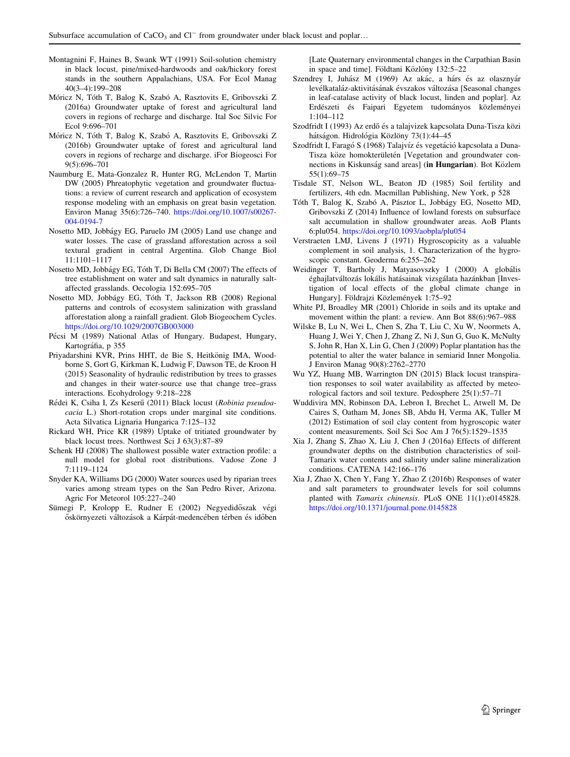Montagnini F, Haines B, Swank WT (1991) Soil-solution chemistry in black locust, pine/mixed-hardwoods and oak/hickory forest stands in the southern Appalachians, USA. For Ecol Manag 40(3–4):199–208

Móricz N, Tóth T, Balog K, Szabó A, Rasztovits E, Gribovszki Z (2016a) Groundwater uptake of forest and agricultural land covers in regions of recharge and discharge. Ital Soc Silvic For Ecol 9:696–701

Móricz N, Tóth T, Balog K, Szabó A, Rasztovits E, Gribovszki Z (2016b) Groundwater uptake of forest and agricultural land covers in regions of recharge and discharge. iFor Biogeosci For 9(5):696–701

Naumburg E, Mata-Gonzalez R, Hunter RG, McLendon T, Martin DW (2005) Phreatophytic vegetation and groundwater fluctuations: a review of current research and application of ecosystem response modeling with an emphasis on great basin vegetation. Environ Manag 35(6):726–740. https://doi.org/10.1007/s00267-004-0194-7

Nosetto MD, Jobbágy EG, Paruelo JM (2005) Land use change and water losses. The case of grassland afforestation across a soil textural gradient in central Argentina. Glob Change Biol 11:1101–1117

Nosetto MD, Jobbágy EG, Tóth T, Di Bella CM (2007) The effects of tree establishment on water and salt dynamics in naturally salt-affected grasslands. Oecologia 152:695–705

Nosetto MD, Jobbágy EG, Tóth T, Jackson RB (2008) Regional patterns and controls of ecosystem salinization with grassland afforestation along a rainfall gradient. Glob Biogeochem Cycles. https://doi.org/10.1029/2007GB003000

Pécsi M (1989) National Atlas of Hungary. Budapest, Hungary, Kartográfia, p 355

Priyadarshini KVR, Prins HHT, de Bie S, Heitkönig IMA, Woodborne S, Gort G, Kirkman K, Ludwig F, Dawson TE, de Kroon H (2015) Seasonality of hydraulic redistribution by trees to grasses and changes in their water-source use that change tree–grass interactions. Ecohydrology 9:218–228

Rédei K, Csiha I, Zs Keserű (2011) Black locust (*Robinia pseudoacacia* L.) Short-rotation crops under marginal site conditions. Acta Silvatica Lignaria Hungarica 7:125–132

Rickard WH, Price KR (1989) Uptake of tritiated groundwater by black locust trees. Northwest Sci J 63(3):87–89

Schenk HJ (2008) The shallowest possible water extraction profile: a null model for global root distributions. Vadose Zone J 7:1119–1124

Snyder KA, Williams DG (2000) Water sources used by riparian trees varies among stream types on the San Pedro River, Arizona. Agric For Meteorol 105:227–240

Sümegi P, Krolopp E, Rudner E (2002) Negyedidőszak végi őskörnyezeti változások a Kárpát-medencében térben és időben [Late Quaternary environmental changes in the Carpathian Basin in space and time]. Földtani Közlöny 132:5–22

Szendrey I, Juhász M (1969) Az akác, a hárs és az olasznyár levélkataláz-aktivitásának évszakos változása [Seasonal changes in leaf-catalase activity of black locust, linden and poplar]. Az Erdészeti és Faipari Egyetem tudományos közleményei 1:104–112

Szodfridt I (1993) Az erdő és a talajvizek kapcsolata Duna-Tisza közi hátságon. Hidrológia Közlöny 73(1):44–45

Szodfridt I, Faragó S (1968) Talajvíz és vegetáció kapcsolata a Duna-Tisza köze homokterületén [Vegetation and groundwater connections in Kiskunság sand areas] (**in Hungarian**). Bot Közlem 55(1):69–75

Tisdale ST, Nelson WL, Beaton JD (1985) Soil fertility and fertilizers, 4th edn. Macmillan Publishing, New York, p 528

Tóth T, Balog K, Szabó A, Pásztor L, Jobbágy EG, Nosetto MD, Gribovszki Z (2014) Influence of lowland forests on subsurface salt accumulation in shallow groundwater areas. AoB Plants 6:plu054. https://doi.org/10.1093/aobpla/plu054

Verstraeten LMJ, Livens J (1971) Hygroscopicity as a valuable complement in soil analysis, 1. Characterization of the hygroscopic constant. Geoderma 6:255–262

Weidinger T, Bartholy J, Matyasovszky I (2000) A globális éghajlatváltozás lokális hatásainak vizsgálata hazánkban [Investigation of local effects of the global climate change in Hungary]. Földrajzi Közlemények 1:75–92

White PJ, Broadley MR (2001) Chloride in soils and its uptake and movement within the plant: a review. Ann Bot 88(6):967–988

Wilske B, Lu N, Wei L, Chen S, Zha T, Liu C, Xu W, Noormets A, Huang J, Wei Y, Chen J, Zhang Z, Ni J, Sun G, Guo K, McNulty S, John R, Han X, Lin G, Chen J (2009) Poplar plantation has the potential to alter the water balance in semiarid Inner Mongolia. J Environ Manag 90(8):2762–2770

Wu YZ, Huang MB, Warrington DN (2015) Black locust transpiration responses to soil water availability as affected by meteorological factors and soil texture. Pedosphere 25(1):57–71

Wuddivira MN, Robinson DA, Lebron I, Brechet L, Atwell M, De Caires S, Oatham M, Jones SB, Abdu H, Verma AK, Tuller M (2012) Estimation of soil clay content from hygroscopic water content measurements. Soil Sci Soc Am J 76(5):1529–1535

Xia J, Zhang S, Zhao X, Liu J, Chen J (2016a) Effects of different groundwater depths on the distribution characteristics of soil-Tamarix water contents and salinity under saline mineralization conditions. CATENA 142:166–176

Xia J, Zhao X, Chen Y, Fang Y, Zhao Z (2016b) Responses of water and salt parameters to groundwater levels for soil columns planted with *Tamarix chinensis*. PLoS ONE 11(1):e0145828. https://doi.org/10.1371/journal.pone.0145828